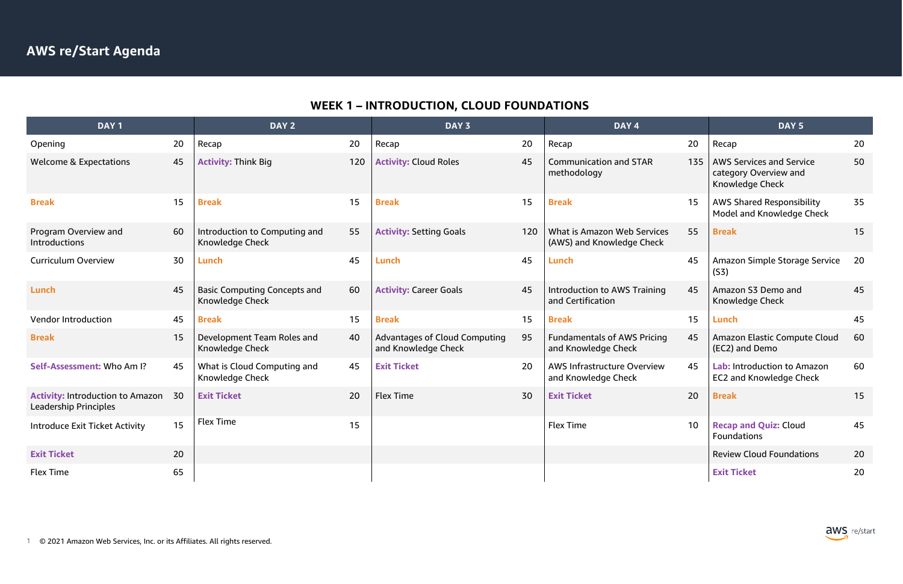# AWS re/Start Agenda

## WEEK 1 – INTRODUCTION, CLOUD FOUNDATIONS

| DAY 1 | | DAY 2 | | DAY 3 | | DAY 4 | | DAY 5 | |
|---|---|---|---|---|---|---|---|---|---|
| Opening | 20 | Recap | 20 | Recap | 20 | Recap | 20 | Recap | 20 |
| Welcome & Expectations | 45 | **Activity:** Think Big | 120 | **Activity:** Cloud Roles | 45 | Communication and STAR methodology | 135 | AWS Services and Service category Overview and Knowledge Check | 50 |
| **Break** | 15 | **Break** | 15 | **Break** | 15 | **Break** | 15 | AWS Shared Responsibility Model and Knowledge Check | 35 |
| Program Overview and Introductions | 60 | Introduction to Computing and Knowledge Check | 55 | **Activity:** Setting Goals | 120 | What is Amazon Web Services (AWS) and Knowledge Check | 55 | **Break** | 15 |
| Curriculum Overview | 30 | **Lunch** | 45 | **Lunch** | 45 | **Lunch** | 45 | Amazon Simple Storage Service (S3) | 20 |
| **Lunch** | 45 | Basic Computing Concepts and Knowledge Check | 60 | **Activity:** Career Goals | 45 | Introduction to AWS Training and Certification | 45 | Amazon S3 Demo and Knowledge Check | 45 |
| Vendor Introduction | 45 | **Break** | 15 | **Break** | 15 | **Break** | 15 | **Lunch** | 45 |
| **Break** | 15 | Development Team Roles and Knowledge Check | 40 | Advantages of Cloud Computing and Knowledge Check | 95 | Fundamentals of AWS Pricing and Knowledge Check | 45 | Amazon Elastic Compute Cloud (EC2) and Demo | 60 |
| **Self-Assessment:** Who Am I? | 45 | What is Cloud Computing and Knowledge Check | 45 | **Exit Ticket** | 20 | AWS Infrastructure Overview and Knowledge Check | 45 | **Lab:** Introduction to Amazon EC2 and Knowledge Check | 60 |
| **Activity:** Introduction to Amazon Leadership Principles | 30 | **Exit Ticket** | 20 | Flex Time | 30 | **Exit Ticket** | 20 | **Break** | 15 |
| Introduce Exit Ticket Activity | 15 | Flex Time | 15 | | | Flex Time | 10 | **Recap and Quiz:** Cloud Foundations | 45 |
| **Exit Ticket** | 20 | | | | | | | Review Cloud Foundations | 20 |
| Flex Time | 65 | | | | | | | **Exit Ticket** | 20 |

© 2021 Amazon Web Services, Inc. or its Affiliates. All rights reserved.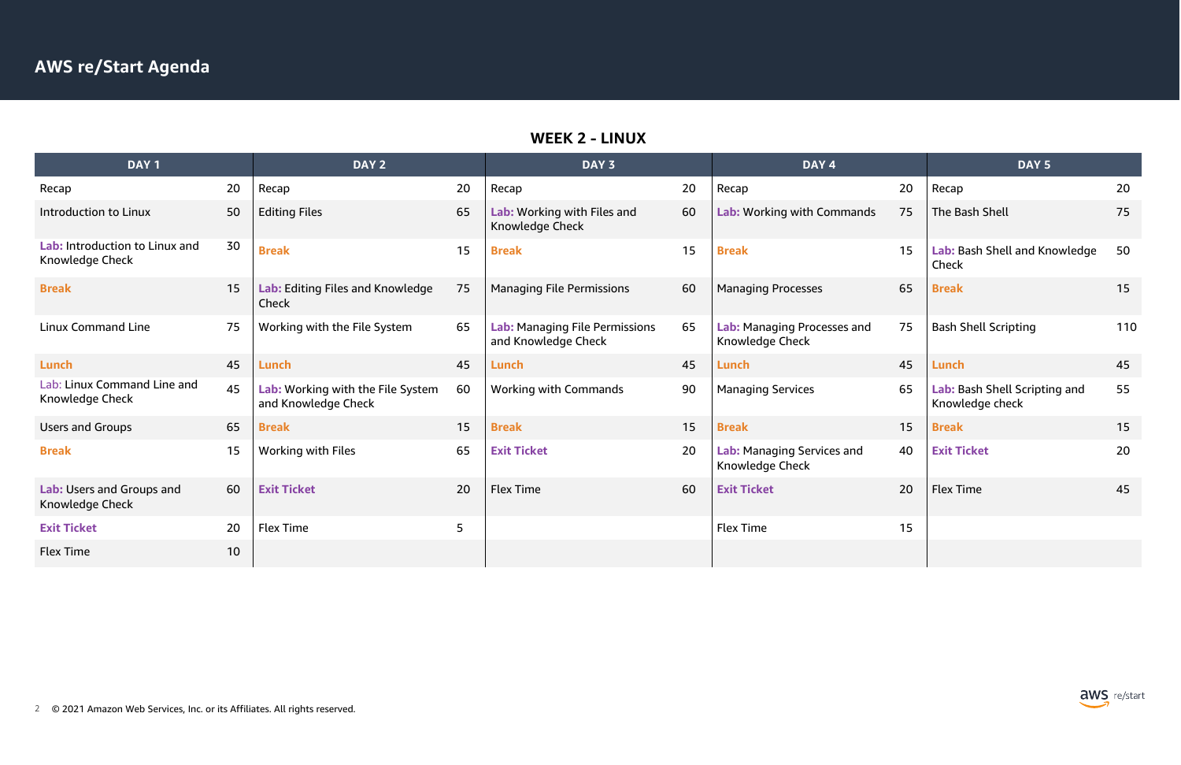# AWS re/Start Agenda

## WEEK 2 - LINUX

| DAY 1 | | DAY 2 | | DAY 3 | | DAY 4 | | DAY 5 | |
|---|---|---|---|---|---|---|---|---|---|
| Recap | 20 | Recap | 20 | Recap | 20 | Recap | 20 | Recap | 20 |
| Introduction to Linux | 50 | Editing Files | 65 | **Lab:** Working with Files and Knowledge Check | 60 | **Lab:** Working with Commands | 75 | The Bash Shell | 75 |
| **Lab:** Introduction to Linux and Knowledge Check | 30 | **Break** | 15 | **Break** | 15 | **Break** | 15 | **Lab:** Bash Shell and Knowledge Check | 50 |
| **Break** | 15 | **Lab:** Editing Files and Knowledge Check | 75 | Managing File Permissions | 60 | Managing Processes | 65 | **Break** | 15 |
| Linux Command Line | 75 | Working with the File System | 65 | **Lab:** Managing File Permissions and Knowledge Check | 65 | **Lab:** Managing Processes and Knowledge Check | 75 | Bash Shell Scripting | 110 |
| **Lunch** | 45 | **Lunch** | 45 | **Lunch** | 45 | **Lunch** | 45 | **Lunch** | 45 |
| Lab: Linux Command Line and Knowledge Check | 45 | **Lab:** Working with the File System and Knowledge Check | 60 | Working with Commands | 90 | Managing Services | 65 | **Lab:** Bash Shell Scripting and Knowledge check | 55 |
| Users and Groups | 65 | **Break** | 15 | **Break** | 15 | **Break** | 15 | **Break** | 15 |
| **Break** | 15 | Working with Files | 65 | **Exit Ticket** | 20 | **Lab:** Managing Services and Knowledge Check | 40 | **Exit Ticket** | 20 |
| **Lab:** Users and Groups and Knowledge Check | 60 | **Exit Ticket** | 20 | Flex Time | 60 | **Exit Ticket** | 20 | Flex Time | 45 |
| **Exit Ticket** | 20 | Flex Time | 5 | | | Flex Time | 15 | | |
| Flex Time | 10 | | | | | | | | |

© 2021 Amazon Web Services, Inc. or its Affiliates. All rights reserved.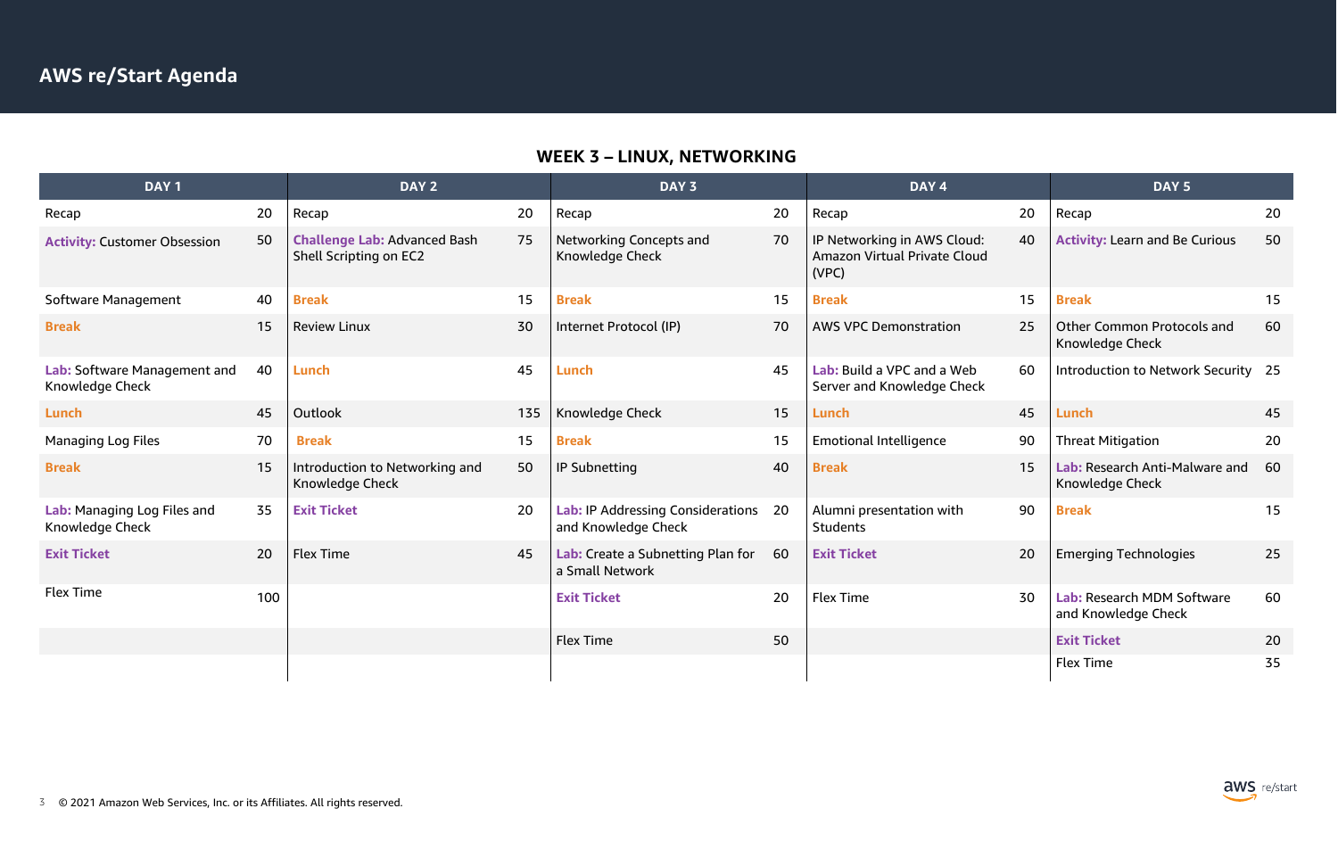# AWS re/Start Agenda

## WEEK 3 – LINUX, NETWORKING

| DAY 1 | | DAY 2 | | DAY 3 | | DAY 4 | | DAY 5 | |
|---|---|---|---|---|---|---|---|---|---|
| Recap | 20 | Recap | 20 | Recap | 20 | Recap | 20 | Recap | 20 |
| **Activity:** Customer Obsession | 50 | **Challenge Lab:** Advanced Bash Shell Scripting on EC2 | 75 | Networking Concepts and Knowledge Check | 70 | IP Networking in AWS Cloud: Amazon Virtual Private Cloud (VPC) | 40 | **Activity:** Learn and Be Curious | 50 |
| Software Management | 40 | **Break** | 15 | **Break** | 15 | **Break** | 15 | **Break** | 15 |
| **Break** | 15 | Review Linux | 30 | Internet Protocol (IP) | 70 | AWS VPC Demonstration | 25 | Other Common Protocols and Knowledge Check | 60 |
| **Lab:** Software Management and Knowledge Check | 40 | **Lunch** | 45 | **Lunch** | 45 | **Lab:** Build a VPC and a Web Server and Knowledge Check | 60 | Introduction to Network Security | 25 |
| **Lunch** | 45 | Outlook | 135 | Knowledge Check | 15 | **Lunch** | 45 | **Lunch** | 45 |
| Managing Log Files | 70 | **Break** | 15 | **Break** | 15 | Emotional Intelligence | 90 | Threat Mitigation | 20 |
| **Break** | 15 | Introduction to Networking and Knowledge Check | 50 | IP Subnetting | 40 | **Break** | 15 | **Lab:** Research Anti-Malware and Knowledge Check | 60 |
| **Lab:** Managing Log Files and Knowledge Check | 35 | **Exit Ticket** | 20 | **Lab:** IP Addressing Considerations and Knowledge Check | 20 | Alumni presentation with Students | 90 | **Break** | 15 |
| **Exit Ticket** | 20 | Flex Time | 45 | **Lab:** Create a Subnetting Plan for a Small Network | 60 | **Exit Ticket** | 20 | Emerging Technologies | 25 |
| Flex Time | 100 | | | **Exit Ticket** | 20 | Flex Time | 30 | **Lab:** Research MDM Software and Knowledge Check | 60 |
| | | | | Flex Time | 50 | | | **Exit Ticket** | 20 |
| | | | | | | | | Flex Time | 35 |

© 2021 Amazon Web Services, Inc. or its Affiliates. All rights reserved.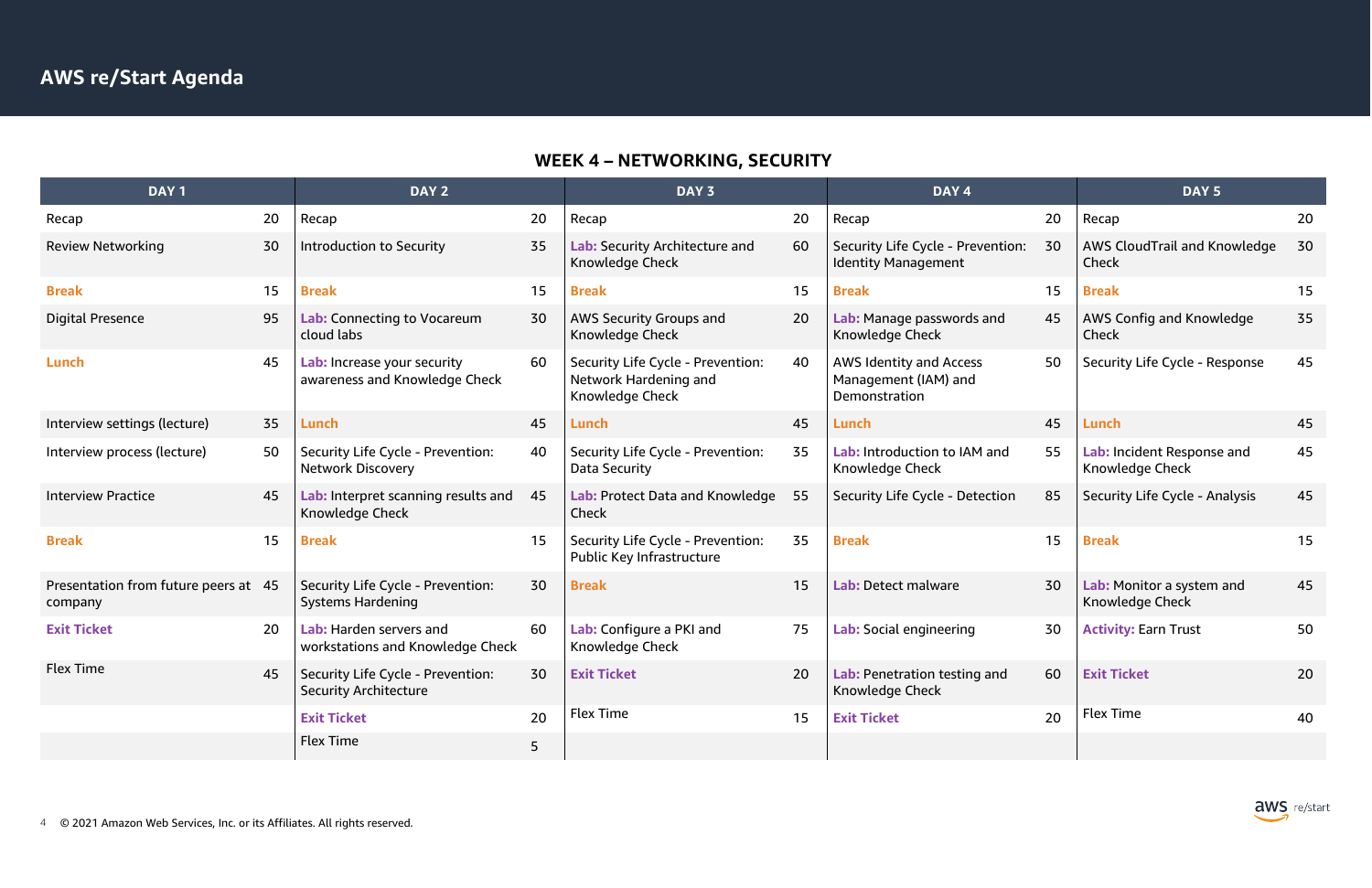# AWS re/Start Agenda

## WEEK 4 – NETWORKING, SECURITY

| DAY 1 | | DAY 2 | | DAY 3 | | DAY 4 | | DAY 5 | |
|---|---|---|---|---|---|---|---|---|---|
| Recap | 20 | Recap | 20 | Recap | 20 | Recap | 20 | Recap | 20 |
| Review Networking | 30 | Introduction to Security | 35 | **Lab:** Security Architecture and Knowledge Check | 60 | Security Life Cycle - Prevention: Identity Management | 30 | AWS CloudTrail and Knowledge Check | 30 |
| **Break** | 15 | **Break** | 15 | **Break** | 15 | **Break** | 15 | **Break** | 15 |
| Digital Presence | 95 | **Lab:** Connecting to Vocareum cloud labs | 30 | AWS Security Groups and Knowledge Check | 20 | **Lab:** Manage passwords and Knowledge Check | 45 | AWS Config and Knowledge Check | 35 |
| **Lunch** | 45 | **Lab:** Increase your security awareness and Knowledge Check | 60 | Security Life Cycle - Prevention: Network Hardening and Knowledge Check | 40 | AWS Identity and Access Management (IAM) and Demonstration | 50 | Security Life Cycle - Response | 45 |
| Interview settings (lecture) | 35 | **Lunch** | 45 | **Lunch** | 45 | **Lunch** | 45 | **Lunch** | 45 |
| Interview process (lecture) | 50 | Security Life Cycle - Prevention: Network Discovery | 40 | Security Life Cycle - Prevention: Data Security | 35 | **Lab:** Introduction to IAM and Knowledge Check | 55 | **Lab:** Incident Response and Knowledge Check | 45 |
| Interview Practice | 45 | **Lab:** Interpret scanning results and Knowledge Check | 45 | **Lab:** Protect Data and Knowledge Check | 55 | Security Life Cycle - Detection | 85 | Security Life Cycle - Analysis | 45 |
| **Break** | 15 | **Break** | 15 | Security Life Cycle - Prevention: Public Key Infrastructure | 35 | **Break** | 15 | **Break** | 15 |
| Presentation from future peers at company | 45 | Security Life Cycle - Prevention: Systems Hardening | 30 | **Break** | 15 | **Lab:** Detect malware | 30 | **Lab:** Monitor a system and Knowledge Check | 45 |
| **Exit Ticket** | 20 | **Lab:** Harden servers and workstations and Knowledge Check | 60 | **Lab:** Configure a PKI and Knowledge Check | 75 | **Lab:** Social engineering | 30 | **Activity:** Earn Trust | 50 |
| Flex Time | 45 | Security Life Cycle - Prevention: Security Architecture | 30 | **Exit Ticket** | 20 | **Lab:** Penetration testing and Knowledge Check | 60 | **Exit Ticket** | 20 |
| | | **Exit Ticket** | 20 | Flex Time | 15 | **Exit Ticket** | 20 | Flex Time | 40 |
| | | Flex Time | 5 | | | | | | |

© 2021 Amazon Web Services, Inc. or its Affiliates. All rights reserved.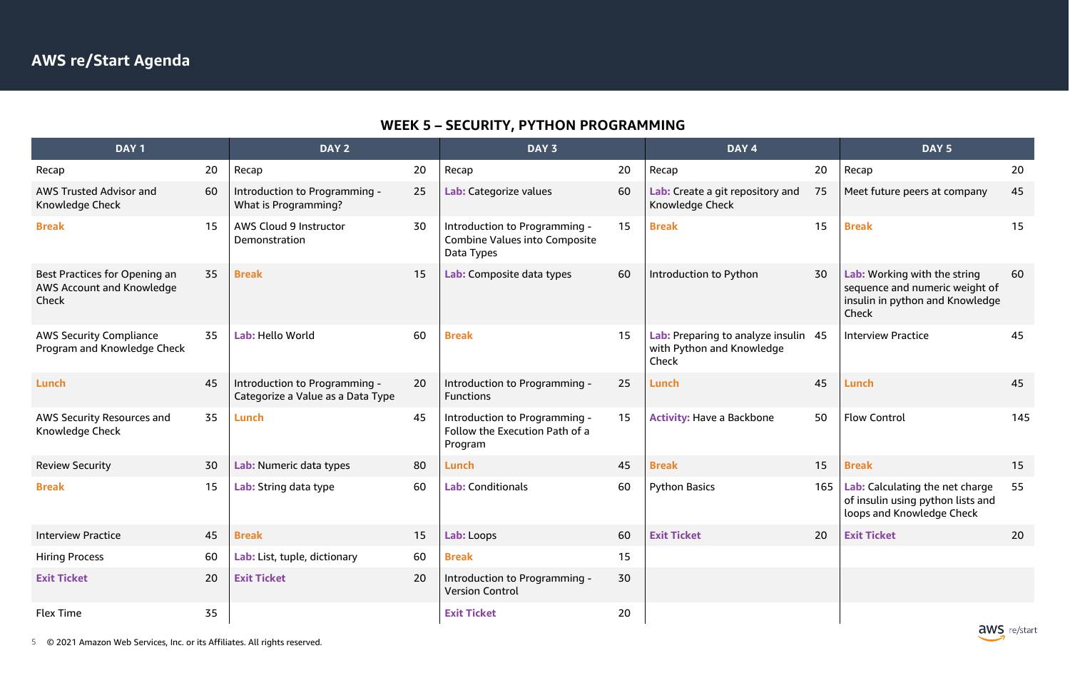# AWS re/Start Agenda

## WEEK 5 – SECURITY, PYTHON PROGRAMMING

| DAY 1 | | DAY 2 | | DAY 3 | | DAY 4 | | DAY 5 | |
|---|---|---|---|---|---|---|---|---|---|
| Recap | 20 | Recap | 20 | Recap | 20 | Recap | 20 | Recap | 20 |
| AWS Trusted Advisor and Knowledge Check | 60 | Introduction to Programming - What is Programming? | 25 | **Lab:** Categorize values | 60 | **Lab:** Create a git repository and Knowledge Check | 75 | Meet future peers at company | 45 |
| **Break** | 15 | AWS Cloud 9 Instructor Demonstration | 30 | Introduction to Programming - Combine Values into Composite Data Types | 15 | **Break** | 15 | **Break** | 15 |
| Best Practices for Opening an AWS Account and Knowledge Check | 35 | **Break** | 15 | **Lab:** Composite data types | 60 | Introduction to Python | 30 | **Lab:** Working with the string sequence and numeric weight of insulin in python and Knowledge Check | 60 |
| AWS Security Compliance Program and Knowledge Check | 35 | **Lab:** Hello World | 60 | **Break** | 15 | **Lab:** Preparing to analyze insulin with Python and Knowledge Check | 45 | Interview Practice | 45 |
| **Lunch** | 45 | Introduction to Programming - Categorize a Value as a Data Type | 20 | Introduction to Programming - Functions | 25 | **Lunch** | 45 | **Lunch** | 45 |
| AWS Security Resources and Knowledge Check | 35 | **Lunch** | 45 | Introduction to Programming - Follow the Execution Path of a Program | 15 | **Activity:** Have a Backbone | 50 | Flow Control | 145 |
| Review Security | 30 | **Lab:** Numeric data types | 80 | **Lunch** | 45 | **Break** | 15 | **Break** | 15 |
| **Break** | 15 | **Lab:** String data type | 60 | **Lab:** Conditionals | 60 | Python Basics | 165 | **Lab:** Calculating the net charge of insulin using python lists and loops and Knowledge Check | 55 |
| Interview Practice | 45 | **Break** | 15 | **Lab:** Loops | 60 | **Exit Ticket** | 20 | **Exit Ticket** | 20 |
| Hiring Process | 60 | **Lab:** List, tuple, dictionary | 60 | **Break** | 15 | | | | |
| **Exit Ticket** | 20 | **Exit Ticket** | 20 | Introduction to Programming - Version Control | 30 | | | | |
| Flex Time | 35 | | | **Exit Ticket** | 20 | | | | |

© 2021 Amazon Web Services, Inc. or its Affiliates. All rights reserved.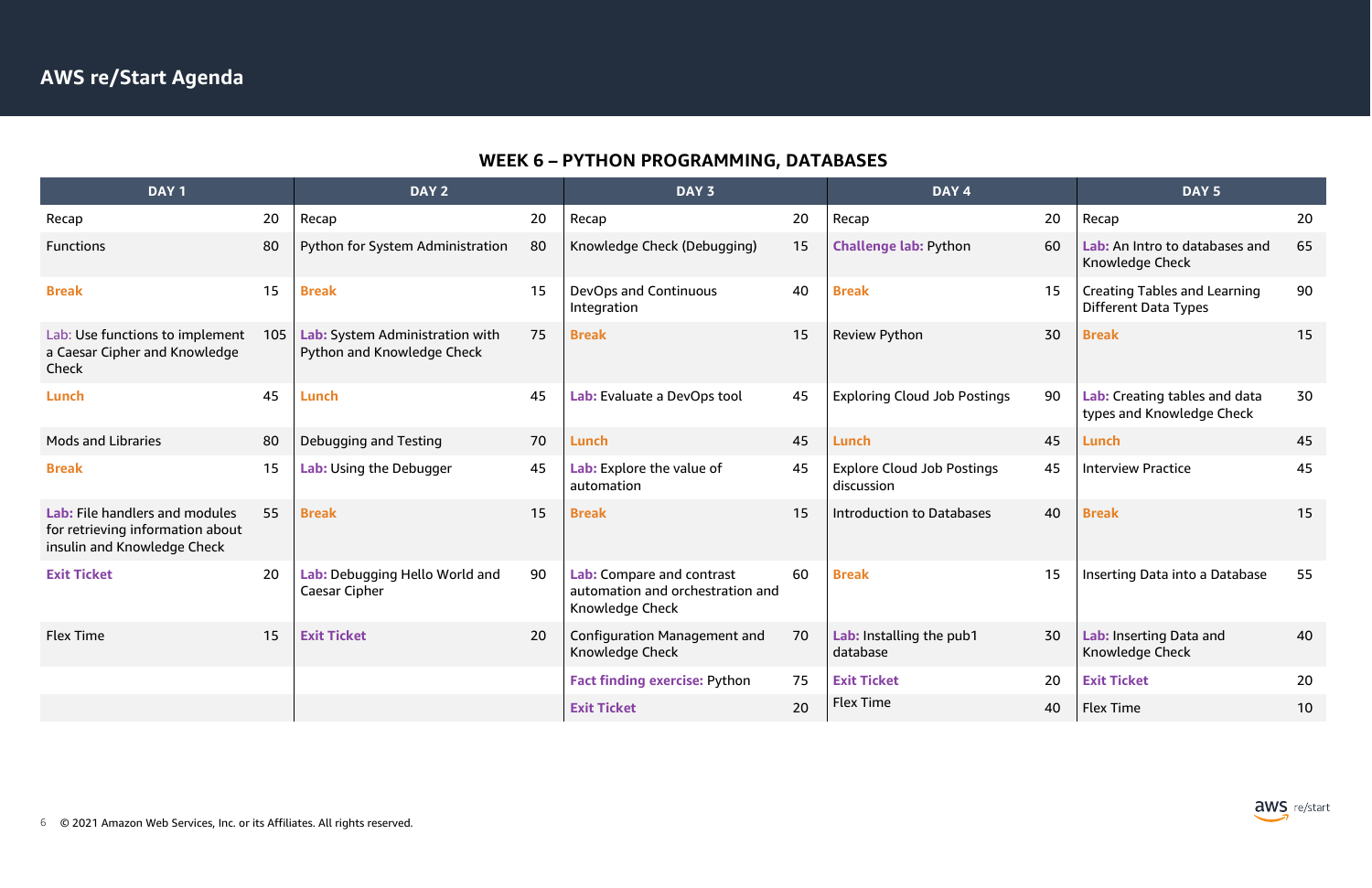# AWS re/Start Agenda

## WEEK 6 – PYTHON PROGRAMMING, DATABASES

| DAY 1 | | DAY 2 | | DAY 3 | | DAY 4 | | DAY 5 | |
|---|---|---|---|---|---|---|---|---|---|
| Recap | 20 | Recap | 20 | Recap | 20 | Recap | 20 | Recap | 20 |
| Functions | 80 | Python for System Administration | 80 | Knowledge Check (Debugging) | 15 | **Challenge lab:** Python | 60 | **Lab:** An Intro to databases and Knowledge Check | 65 |
| **Break** | 15 | **Break** | 15 | DevOps and Continuous Integration | 40 | **Break** | 15 | Creating Tables and Learning Different Data Types | 90 |
| Lab: Use functions to implement a Caesar Cipher and Knowledge Check | 105 | **Lab:** System Administration with Python and Knowledge Check | 75 | **Break** | 15 | Review Python | 30 | **Break** | 15 |
| **Lunch** | 45 | **Lunch** | 45 | **Lab:** Evaluate a DevOps tool | 45 | Exploring Cloud Job Postings | 90 | **Lab:** Creating tables and data types and Knowledge Check | 30 |
| Mods and Libraries | 80 | Debugging and Testing | 70 | **Lunch** | 45 | **Lunch** | 45 | **Lunch** | 45 |
| **Break** | 15 | **Lab:** Using the Debugger | 45 | **Lab:** Explore the value of automation | 45 | Explore Cloud Job Postings discussion | 45 | Interview Practice | 45 |
| **Lab:** File handlers and modules for retrieving information about insulin and Knowledge Check | 55 | **Break** | 15 | **Break** | 15 | Introduction to Databases | 40 | **Break** | 15 |
| **Exit Ticket** | 20 | **Lab:** Debugging Hello World and Caesar Cipher | 90 | **Lab:** Compare and contrast automation and orchestration and Knowledge Check | 60 | **Break** | 15 | Inserting Data into a Database | 55 |
| Flex Time | 15 | **Exit Ticket** | 20 | Configuration Management and Knowledge Check | 70 | **Lab:** Installing the pub1 database | 30 | **Lab:** Inserting Data and Knowledge Check | 40 |
| | | | | **Fact finding exercise:** Python | 75 | **Exit Ticket** | 20 | **Exit Ticket** | 20 |
| | | | | **Exit Ticket** | 20 | Flex Time | 40 | Flex Time | 10 |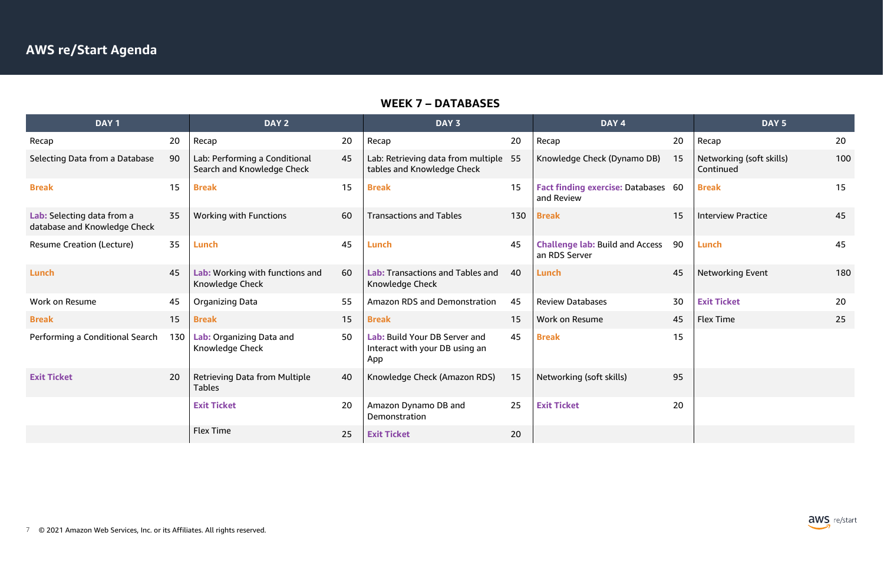# AWS re/Start Agenda

## WEEK 7 – DATABASES

| DAY 1 | | DAY 2 | | DAY 3 | | DAY 4 | | DAY 5 | |
|---|---|---|---|---|---|---|---|---|---|
| Recap | 20 | Recap | 20 | Recap | 20 | Recap | 20 | Recap | 20 |
| Selecting Data from a Database | 90 | Lab: Performing a Conditional Search and Knowledge Check | 45 | Lab: Retrieving data from multiple tables and Knowledge Check | 55 | Knowledge Check (Dynamo DB) | 15 | Networking (soft skills) Continued | 100 |
| **Break** | 15 | **Break** | 15 | **Break** | 15 | **Fact finding exercise:** Databases and Review | 60 | **Break** | 15 |
| **Lab:** Selecting data from a database and Knowledge Check | 35 | Working with Functions | 60 | Transactions and Tables | 130 | **Break** | 15 | Interview Practice | 45 |
| Resume Creation (Lecture) | 35 | **Lunch** | 45 | **Lunch** | 45 | **Challenge lab:** Build and Access an RDS Server | 90 | **Lunch** | 45 |
| **Lunch** | 45 | **Lab:** Working with functions and Knowledge Check | 60 | **Lab:** Transactions and Tables and Knowledge Check | 40 | **Lunch** | 45 | Networking Event | 180 |
| Work on Resume | 45 | Organizing Data | 55 | Amazon RDS and Demonstration | 45 | Review Databases | 30 | **Exit Ticket** | 20 |
| **Break** | 15 | **Break** | 15 | **Break** | 15 | Work on Resume | 45 | Flex Time | 25 |
| Performing a Conditional Search | 130 | **Lab:** Organizing Data and Knowledge Check | 50 | **Lab:** Build Your DB Server and Interact with Your DB using an App | 45 | **Break** | 15 | | |
| **Exit Ticket** | 20 | Retrieving Data from Multiple Tables | 40 | Knowledge Check (Amazon RDS) | 15 | Networking (soft skills) | 95 | | |
| | | **Exit Ticket** | 20 | Amazon Dynamo DB and Demonstration | 25 | **Exit Ticket** | 20 | | |
| | | Flex Time | 25 | **Exit Ticket** | 20 | | | | |

© 2021 Amazon Web Services, Inc. or its Affiliates. All rights reserved.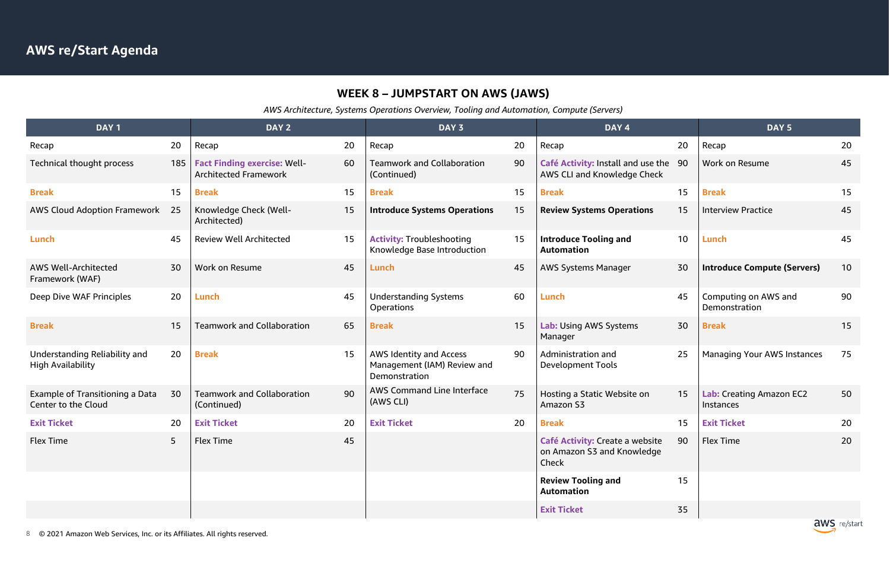## AWS re/Start Agenda

### WEEK 8 – JUMPSTART ON AWS (JAWS)

*AWS Architecture, Systems Operations Overview, Tooling and Automation, Compute (Servers)*

| DAY 1 | | DAY 2 | | DAY 3 | | DAY 4 | | DAY 5 | |
|---|---|---|---|---|---|---|---|---|---|
| Recap | 20 | Recap | 20 | Recap | 20 | Recap | 20 | Recap | 20 |
| Technical thought process | 185 | **Fact Finding exercise:** Well-Architected Framework | 60 | Teamwork and Collaboration (Continued) | 90 | **Café Activity:** Install and use the AWS CLI and Knowledge Check | 90 | Work on Resume | 45 |
| **Break** | 15 | **Break** | 15 | **Break** | 15 | **Break** | 15 | **Break** | 15 |
| AWS Cloud Adoption Framework | 25 | Knowledge Check (Well-Architected) | 15 | **Introduce Systems Operations** | 15 | **Review Systems Operations** | 15 | Interview Practice | 45 |
| **Lunch** | 45 | Review Well Architected | 15 | **Activity:** Troubleshooting Knowledge Base Introduction | 15 | **Introduce Tooling and Automation** | 10 | **Lunch** | 45 |
| AWS Well-Architected Framework (WAF) | 30 | Work on Resume | 45 | **Lunch** | 45 | AWS Systems Manager | 30 | **Introduce Compute (Servers)** | 10 |
| Deep Dive WAF Principles | 20 | **Lunch** | 45 | Understanding Systems Operations | 60 | **Lunch** | 45 | Computing on AWS and Demonstration | 90 |
| **Break** | 15 | Teamwork and Collaboration | 65 | **Break** | 15 | **Lab:** Using AWS Systems Manager | 30 | **Break** | 15 |
| Understanding Reliability and High Availability | 20 | **Break** | 15 | AWS Identity and Access Management (IAM) Review and Demonstration | 90 | Administration and Development Tools | 25 | Managing Your AWS Instances | 75 |
| Example of Transitioning a Data Center to the Cloud | 30 | Teamwork and Collaboration (Continued) | 90 | AWS Command Line Interface (AWS CLI) | 75 | Hosting a Static Website on Amazon S3 | 15 | **Lab:** Creating Amazon EC2 Instances | 50 |
| **Exit Ticket** | 20 | **Exit Ticket** | 20 | **Exit Ticket** | 20 | **Break** | 15 | **Exit Ticket** | 20 |
| Flex Time | 5 | Flex Time | 45 | | | **Café Activity:** Create a website on Amazon S3 and Knowledge Check | 90 | Flex Time | 20 |
| | | | | | | **Review Tooling and Automation** | 15 | | |
| | | | | | | **Exit Ticket** | 35 | | |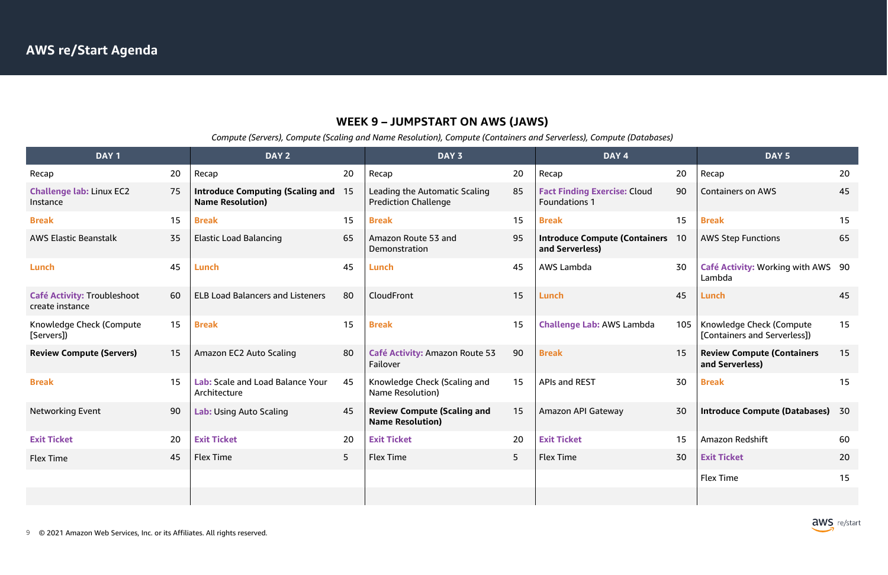# AWS re/Start Agenda

## WEEK 9 – JUMPSTART ON AWS (JAWS)

*Compute (Servers), Compute (Scaling and Name Resolution), Compute (Containers and Serverless), Compute (Databases)*

| DAY 1 | | DAY 2 | | DAY 3 | | DAY 4 | | DAY 5 | |
|---|---|---|---|---|---|---|---|---|---|
| Recap | 20 | Recap | 20 | Recap | 20 | Recap | 20 | Recap | 20 |
| **Challenge lab:** Linux EC2 Instance | 75 | **Introduce Computing (Scaling and Name Resolution)** | 15 | Leading the Automatic Scaling Prediction Challenge | 85 | **Fact Finding Exercise:** Cloud Foundations 1 | 90 | Containers on AWS | 45 |
| **Break** | 15 | **Break** | 15 | **Break** | 15 | **Break** | 15 | **Break** | 15 |
| AWS Elastic Beanstalk | 35 | Elastic Load Balancing | 65 | Amazon Route 53 and Demonstration | 95 | **Introduce Compute (Containers and Serverless)** | 10 | AWS Step Functions | 65 |
| **Lunch** | 45 | **Lunch** | 45 | **Lunch** | 45 | AWS Lambda | 30 | **Café Activity:** Working with AWS Lambda | 90 |
| **Café Activity:** Troubleshoot create instance | 60 | ELB Load Balancers and Listeners | 80 | CloudFront | 15 | **Lunch** | 45 | **Lunch** | 45 |
| Knowledge Check (Compute [Servers]) | 15 | **Break** | 15 | **Break** | 15 | **Challenge Lab:** AWS Lambda | 105 | Knowledge Check (Compute [Containers and Serverless]) | 15 |
| **Review Compute (Servers)** | 15 | Amazon EC2 Auto Scaling | 80 | **Café Activity:** Amazon Route 53 Failover | 90 | **Break** | 15 | **Review Compute (Containers and Serverless)** | 15 |
| **Break** | 15 | **Lab:** Scale and Load Balance Your Architecture | 45 | Knowledge Check (Scaling and Name Resolution) | 15 | APIs and REST | 30 | **Break** | 15 |
| Networking Event | 90 | **Lab:** Using Auto Scaling | 45 | **Review Compute (Scaling and Name Resolution)** | 15 | Amazon API Gateway | 30 | **Introduce Compute (Databases)** | 30 |
| **Exit Ticket** | 20 | **Exit Ticket** | 20 | **Exit Ticket** | 20 | **Exit Ticket** | 15 | Amazon Redshift | 60 |
| Flex Time | 45 | Flex Time | 5 | Flex Time | 5 | Flex Time | 30 | **Exit Ticket** | 20 |
| | | | | | | | | Flex Time | 15 |

© 2021 Amazon Web Services, Inc. or its Affiliates. All rights reserved.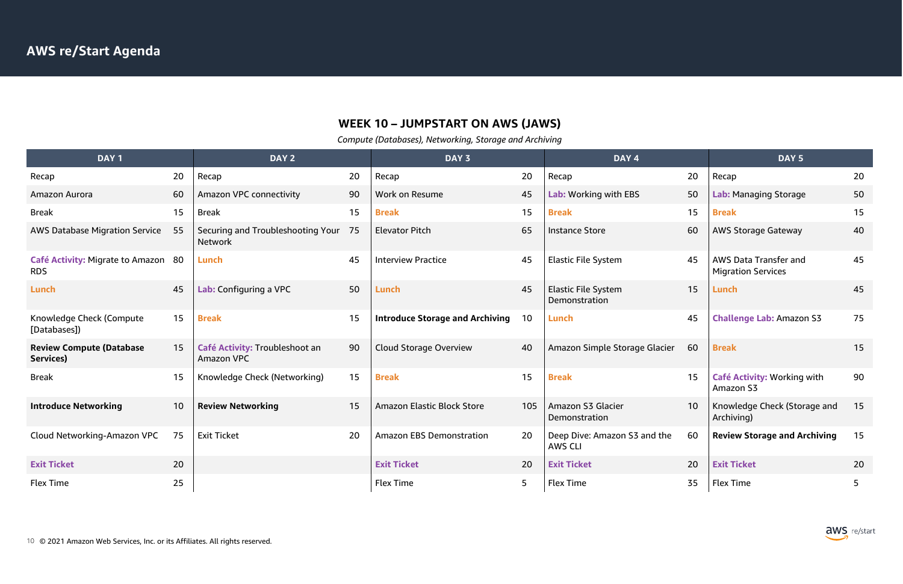# AWS re/Start Agenda

## WEEK 10 – JUMPSTART ON AWS (JAWS)

*Compute (Databases), Networking, Storage and Archiving*

| DAY 1 | | DAY 2 | | DAY 3 | | DAY 4 | | DAY 5 | |
|---|---|---|---|---|---|---|---|---|---|
| Recap | 20 | Recap | 20 | Recap | 20 | Recap | 20 | Recap | 20 |
| Amazon Aurora | 60 | Amazon VPC connectivity | 90 | Work on Resume | 45 | **Lab:** Working with EBS | 50 | **Lab:** Managing Storage | 50 |
| Break | 15 | Break | 15 | **Break** | 15 | **Break** | 15 | **Break** | 15 |
| AWS Database Migration Service | 55 | Securing and Troubleshooting Your Network | 75 | Elevator Pitch | 65 | Instance Store | 60 | AWS Storage Gateway | 40 |
| **Café Activity:** Migrate to Amazon RDS | 80 | **Lunch** | 45 | Interview Practice | 45 | Elastic File System | 45 | AWS Data Transfer and Migration Services | 45 |
| **Lunch** | 45 | **Lab:** Configuring a VPC | 50 | **Lunch** | 45 | Elastic File System Demonstration | 15 | **Lunch** | 45 |
| Knowledge Check (Compute [Databases]) | 15 | **Break** | 15 | **Introduce Storage and Archiving** | 10 | **Lunch** | 45 | **Challenge Lab:** Amazon S3 | 75 |
| **Review Compute (Database Services)** | 15 | **Café Activity:** Troubleshoot an Amazon VPC | 90 | Cloud Storage Overview | 40 | Amazon Simple Storage Glacier | 60 | **Break** | 15 |
| Break | 15 | Knowledge Check (Networking) | 15 | **Break** | 15 | **Break** | 15 | **Café Activity:** Working with Amazon S3 | 90 |
| **Introduce Networking** | 10 | **Review Networking** | 15 | Amazon Elastic Block Store | 105 | Amazon S3 Glacier Demonstration | 10 | Knowledge Check (Storage and Archiving) | 15 |
| Cloud Networking-Amazon VPC | 75 | Exit Ticket | 20 | Amazon EBS Demonstration | 20 | Deep Dive: Amazon S3 and the AWS CLI | 60 | **Review Storage and Archiving** | 15 |
| **Exit Ticket** | 20 | | | **Exit Ticket** | 20 | **Exit Ticket** | 20 | **Exit Ticket** | 20 |
| Flex Time | 25 | | | Flex Time | 5 | Flex Time | 35 | Flex Time | 5 |

© 2021 Amazon Web Services, Inc. or its Affiliates. All rights reserved.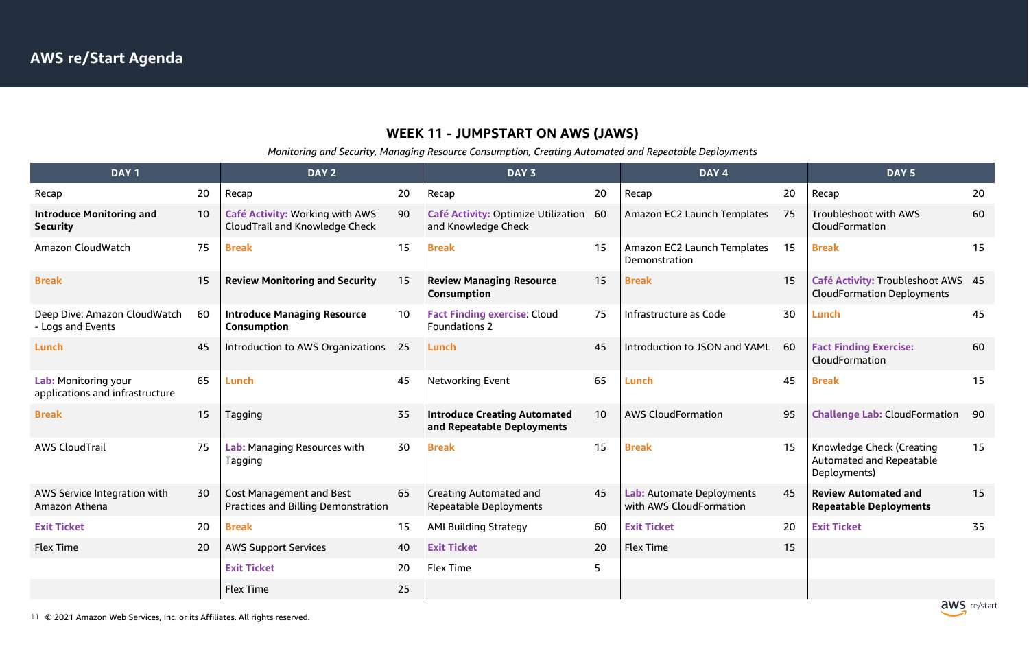# AWS re/Start Agenda

## WEEK 11 - JUMPSTART ON AWS (JAWS)

*Monitoring and Security, Managing Resource Consumption, Creating Automated and Repeatable Deployments*

| DAY 1 | | DAY 2 | | DAY 3 | | DAY 4 | | DAY 5 | |
|---|---|---|---|---|---|---|---|---|---|
| Recap | 20 | Recap | 20 | Recap | 20 | Recap | 20 | Recap | 20 |
| **Introduce Monitoring and Security** | 10 | **Café Activity:** Working with AWS CloudTrail and Knowledge Check | 90 | **Café Activity:** Optimize Utilization and Knowledge Check | 60 | Amazon EC2 Launch Templates | 75 | Troubleshoot with AWS CloudFormation | 60 |
| Amazon CloudWatch | 75 | **Break** | 15 | **Break** | 15 | Amazon EC2 Launch Templates Demonstration | 15 | **Break** | 15 |
| **Break** | 15 | **Review Monitoring and Security** | 15 | **Review Managing Resource Consumption** | 15 | **Break** | 15 | **Café Activity:** Troubleshoot AWS CloudFormation Deployments | 45 |
| Deep Dive: Amazon CloudWatch - Logs and Events | 60 | **Introduce Managing Resource Consumption** | 10 | **Fact Finding exercise**: Cloud Foundations 2 | 75 | Infrastructure as Code | 30 | **Lunch** | 45 |
| **Lunch** | 45 | Introduction to AWS Organizations | 25 | **Lunch** | 45 | Introduction to JSON and YAML | 60 | **Fact Finding Exercise:** CloudFormation | 60 |
| **Lab:** Monitoring your applications and infrastructure | 65 | **Lunch** | 45 | Networking Event | 65 | **Lunch** | 45 | **Break** | 15 |
| **Break** | 15 | Tagging | 35 | **Introduce Creating Automated and Repeatable Deployments** | 10 | AWS CloudFormation | 95 | **Challenge Lab:** CloudFormation | 90 |
| AWS CloudTrail | 75 | **Lab:** Managing Resources with Tagging | 30 | **Break** | 15 | **Break** | 15 | Knowledge Check (Creating Automated and Repeatable Deployments) | 15 |
| AWS Service Integration with Amazon Athena | 30 | Cost Management and Best Practices and Billing Demonstration | 65 | Creating Automated and Repeatable Deployments | 45 | **Lab:** Automate Deployments with AWS CloudFormation | 45 | **Review Automated and Repeatable Deployments** | 15 |
| **Exit Ticket** | 20 | **Break** | 15 | AMI Building Strategy | 60 | **Exit Ticket** | 20 | **Exit Ticket** | 35 |
| Flex Time | 20 | AWS Support Services | 40 | **Exit Ticket** | 20 | Flex Time | 15 | | |
| | | **Exit Ticket** | 20 | Flex Time | 5 | | | | |
| | | Flex Time | 25 | | | | | | |

© 2021 Amazon Web Services, Inc. or its Affiliates. All rights reserved.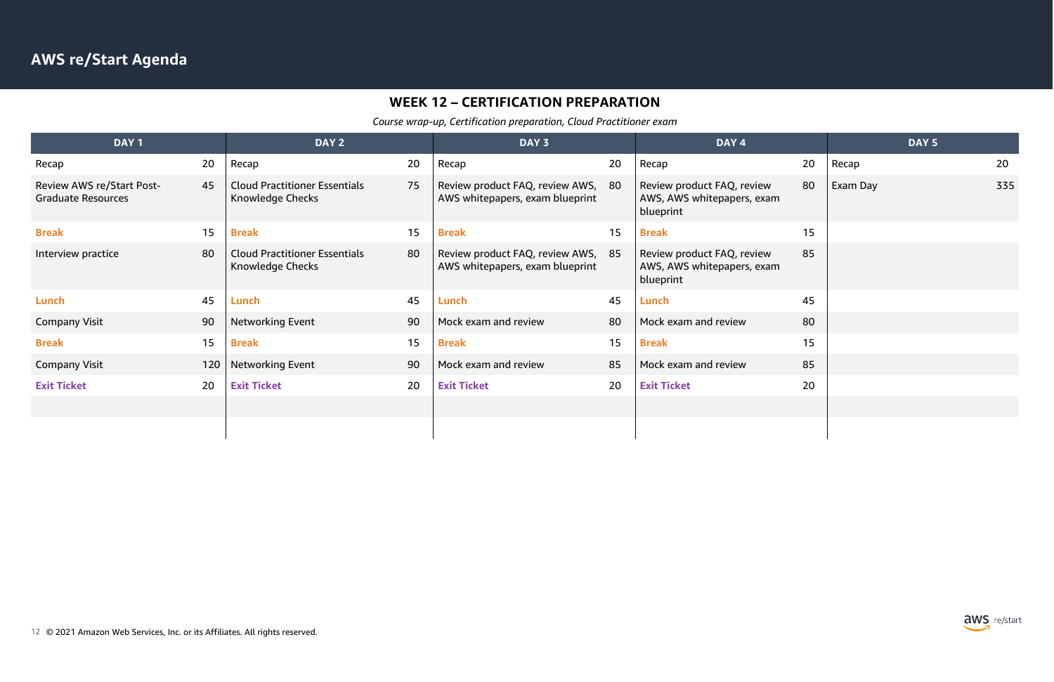# AWS re/Start Agenda

## WEEK 12 – CERTIFICATION PREPARATION

*Course wrap-up, Certification preparation, Cloud Practitioner exam*

| DAY 1 | | DAY 2 | | DAY 3 | | DAY 4 | | DAY 5 | |
|---|---|---|---|---|---|---|---|---|---|
| Recap | 20 | Recap | 20 | Recap | 20 | Recap | 20 | Recap | 20 |
| Review AWS re/Start Post-Graduate Resources | 45 | Cloud Practitioner Essentials Knowledge Checks | 75 | Review product FAQ, review AWS, AWS whitepapers, exam blueprint | 80 | Review product FAQ, review AWS, AWS whitepapers, exam blueprint | 80 | Exam Day | 335 |
| **Break** | 15 | **Break** | 15 | **Break** | 15 | **Break** | 15 | | |
| Interview practice | 80 | Cloud Practitioner Essentials Knowledge Checks | 80 | Review product FAQ, review AWS, AWS whitepapers, exam blueprint | 85 | Review product FAQ, review AWS, AWS whitepapers, exam blueprint | 85 | | |
| **Lunch** | 45 | **Lunch** | 45 | **Lunch** | 45 | **Lunch** | 45 | | |
| Company Visit | 90 | Networking Event | 90 | Mock exam and review | 80 | Mock exam and review | 80 | | |
| **Break** | 15 | **Break** | 15 | **Break** | 15 | **Break** | 15 | | |
| Company Visit | 120 | Networking Event | 90 | Mock exam and review | 85 | Mock exam and review | 85 | | |
| **Exit Ticket** | 20 | **Exit Ticket** | 20 | **Exit Ticket** | 20 | **Exit Ticket** | 20 | | |

© 2021 Amazon Web Services, Inc. or its Affiliates. All rights reserved.